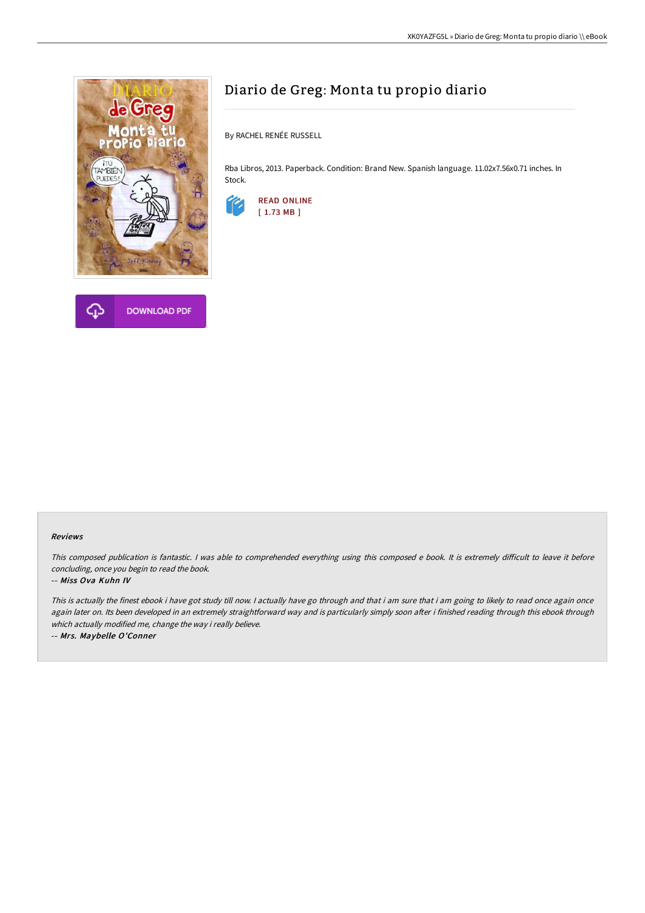# Diario de Greg: Monta tu propio diario

By RACHEL RENÉE RUSSELL

Rba Libros, 2013. Paperback. Condition: Brand New. Spanish language. 11.02x7.56x0.71 inches. In Stock.

READ ONLINE
[ 1.73 MB ]

DOWNLOAD PDF

### Reviews

*This composed publication is fantastic. I was able to comprehended everything using this composed e book. It is extremely difficult to leave it before concluding, once you begin to read the book.*

-- *Miss Ova Kuhn IV*

*This is actually the finest ebook i have got study till now. I actually have go through and that i am sure that i am going to likely to read once again once again later on. Its been developed in an extremely straightforward way and is particularly simply soon after i finished reading through this ebook through which actually modified me, change the way i really believe.*

-- *Mrs. Maybelle O'Conner*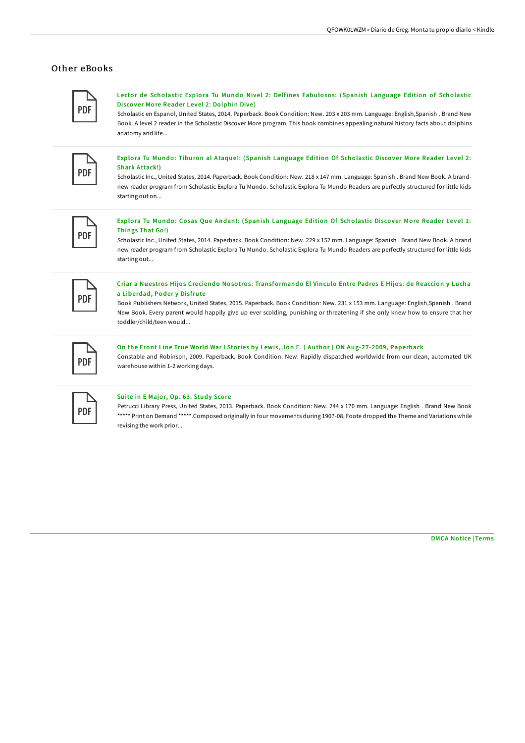## Other eBooks

**Lector de Scholastic Explora Tu Mundo Nivel 2: Delfines Fabulosos: (Spanish Language Edition of Scholastic Discover More Reader Level 2: Dolphin Dive)**

Scholastic en Espanol, United States, 2014. Paperback. Book Condition: New. 203 x 203 mm. Language: English,Spanish . Brand New Book. A level 2 reader in the Scholastic Discover More program. This book combines appealing natural history facts about dolphins anatomy and life...

**Explora Tu Mundo: Tiburon al Ataque!: (Spanish Language Edition Of Scholastic Discover More Reader Level 2: Shark Attack!)**

Scholastic Inc., United States, 2014. Paperback. Book Condition: New. 218 x 147 mm. Language: Spanish . Brand New Book. A brand-new reader program from Scholastic Explora Tu Mundo. Scholastic Explora Tu Mundo Readers are perfectly structured for little kids starting out on...

**Explora Tu Mundo: Cosas Que Andan!: (Spanish Language Edition Of Scholastic Discover More Reader Level 1: Things That Go!)**

Scholastic Inc., United States, 2014. Paperback. Book Condition: New. 229 x 152 mm. Language: Spanish . Brand New Book. A brand new reader program from Scholastic Explora Tu Mundo. Scholastic Explora Tu Mundo Readers are perfectly structured for little kids starting out...

**Criar a Nuestros Hijos Creciendo Nosotros: Transformando El Vinculo Entre Padres E Hijos: de Reaccion y Lucha a Liberdad, Poder y Disfrute**

Book Publishers Network, United States, 2015. Paperback. Book Condition: New. 231 x 153 mm. Language: English,Spanish . Brand New Book. Every parent would happily give up ever scolding, punishing or threatening if she only knew how to ensure that her toddler/child/teen would...

**On the Front Line True World War I Stories by Lewis, Jon E. ( Author ) ON Aug-27-2009, Paperback**

Constable and Robinson, 2009. Paperback. Book Condition: New. Rapidly dispatched worldwide from our clean, automated UK warehouse within 1-2 working days.

**Suite in E Major, Op. 63: Study Score**

Petrucci Library Press, United States, 2013. Paperback. Book Condition: New. 244 x 170 mm. Language: English . Brand New Book ***** Print on Demand *****.Composed originally in four movements during 1907-08, Foote dropped the Theme and Variations while revising the work prior...